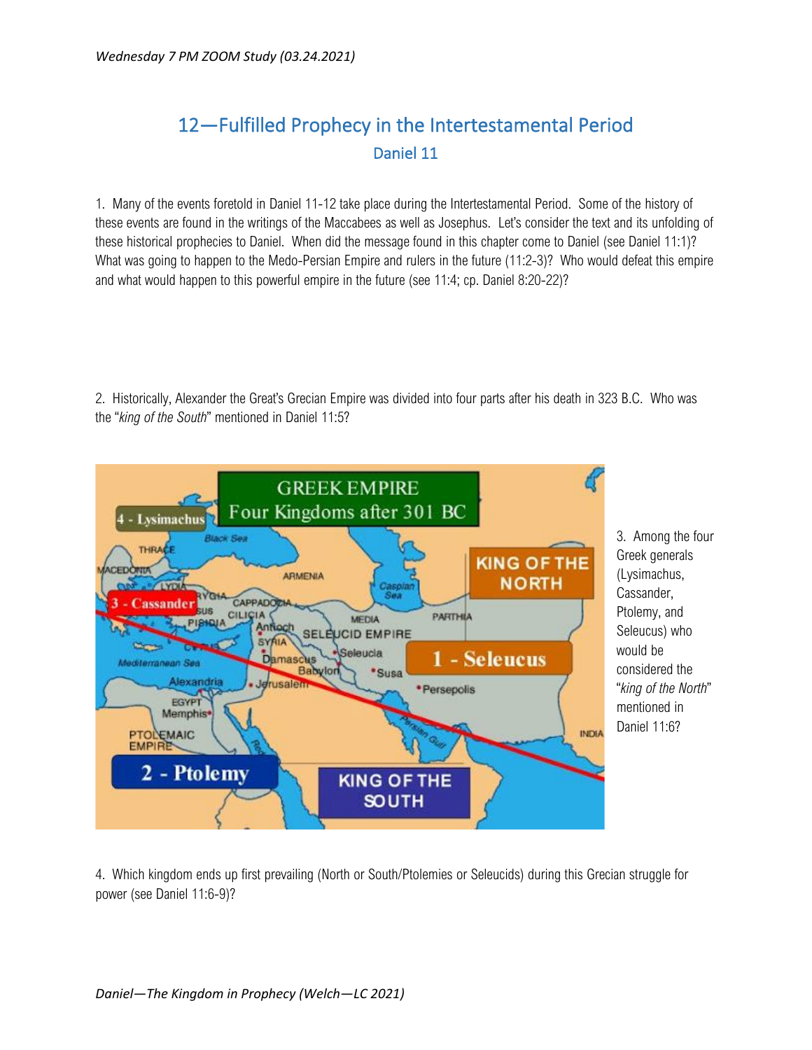*Wednesday 7 PM ZOOM Study (03.24.2021)*

# 12—Fulfilled Prophecy in the Intertestamental Period

## Daniel 11

1. Many of the events foretold in Daniel 11-12 take place during the Intertestamental Period. Some of the history of these events are found in the writings of the Maccabees as well as Josephus. Let's consider the text and its unfolding of these historical prophecies to Daniel. When did the message found in this chapter come to Daniel (see Daniel 11:1)? What was going to happen to the Medo-Persian Empire and rulers in the future (11:2-3)? Who would defeat this empire and what would happen to this powerful empire in the future (see 11:4; cp. Daniel 8:20-22)?

2. Historically, Alexander the Great's Grecian Empire was divided into four parts after his death in 323 B.C. Who was the "*king of the South*" mentioned in Daniel 11:5?

3. Among the four Greek generals (Lysimachus, Cassander, Ptolemy, and Seleucus) who would be considered the "*king of the North*" mentioned in Daniel 11:6?

4. Which kingdom ends up first prevailing (North or South/Ptolemies or Seleucids) during this Grecian struggle for power (see Daniel 11:6-9)?

*Daniel—The Kingdom in Prophecy (Welch—LC 2021)*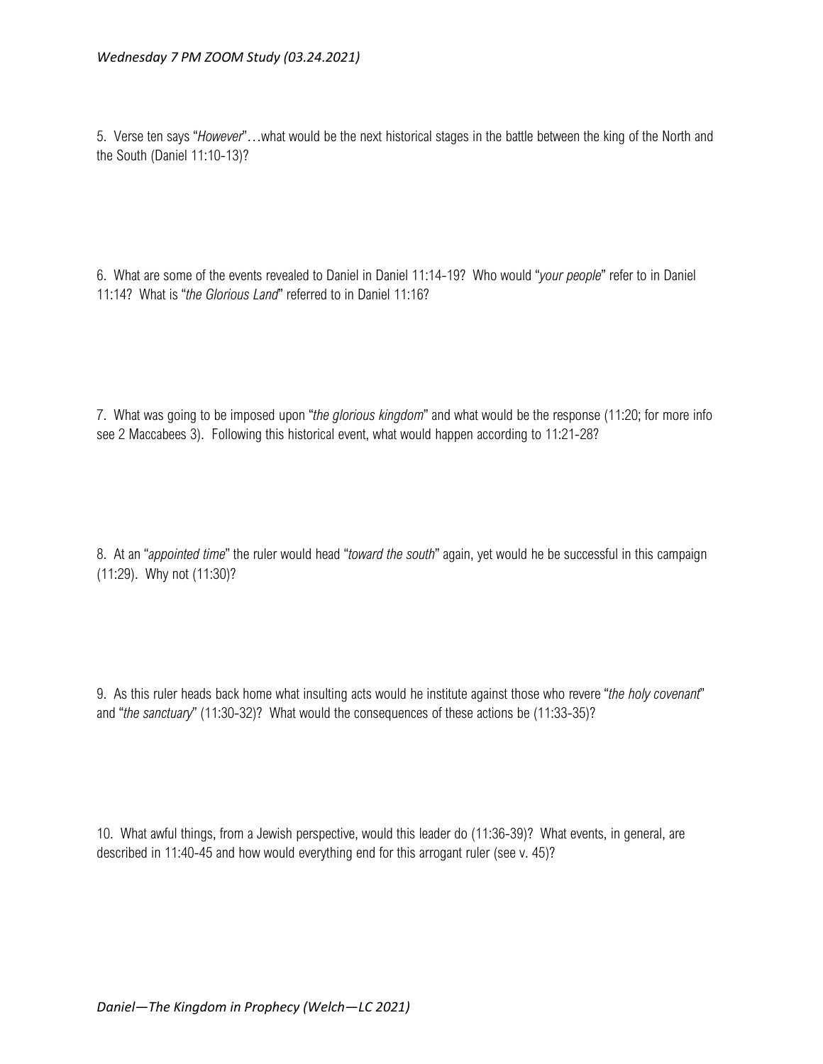5. Verse ten says "*However*"…what would be the next historical stages in the battle between the king of the North and the South (Daniel 11:10-13)?

6. What are some of the events revealed to Daniel in Daniel 11:14-19? Who would "*your people*" refer to in Daniel 11:14? What is "*the Glorious Land*" referred to in Daniel 11:16?

7. What was going to be imposed upon "*the glorious kingdom*" and what would be the response (11:20; for more info see 2 Maccabees 3). Following this historical event, what would happen according to 11:21-28?

8. At an "*appointed time*" the ruler would head "*toward the south*" again, yet would he be successful in this campaign (11:29). Why not (11:30)?

9. As this ruler heads back home what insulting acts would he institute against those who revere "*the holy covenant*" and "*the sanctuary*" (11:30-32)? What would the consequences of these actions be (11:33-35)?

10. What awful things, from a Jewish perspective, would this leader do (11:36-39)? What events, in general, are described in 11:40-45 and how would everything end for this arrogant ruler (see v. 45)?